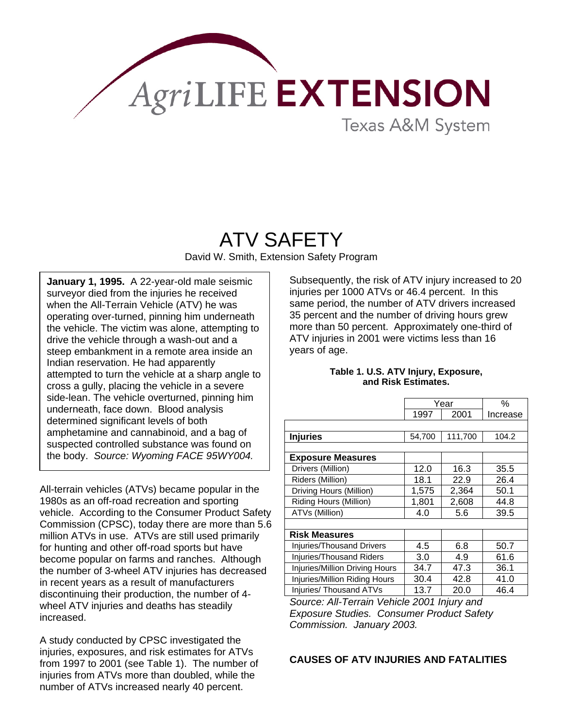AgriLIFE EXTENSION

Texas A&M System

# ATV SAFETY

David W. Smith, Extension Safety Program

**January 1, 1995.** A 22-year-old male seismic surveyor died from the injuries he received when the All-Terrain Vehicle (ATV) he was operating over-turned, pinning him underneath the vehicle. The victim was alone, attempting to drive the vehicle through a wash-out and a steep embankment in a remote area inside an Indian reservation. He had apparently attempted to turn the vehicle at a sharp angle to cross a gully, placing the vehicle in a severe side-lean. The vehicle overturned, pinning him underneath, face down. Blood analysis determined significant levels of both amphetamine and cannabinoid, and a bag of suspected controlled substance was found on the body. *Source: Wyoming FACE 95WY004.*

All-terrain vehicles (ATVs) became popular in the 1980s as an off-road recreation and sporting vehicle. According to the Consumer Product Safety Commission (CPSC), today there are more than 5.6 million ATVs in use. ATVs are still used primarily for hunting and other off-road sports but have become popular on farms and ranches. Although the number of 3-wheel ATV injuries has decreased in recent years as a result of manufacturers discontinuing their production, the number of 4-wheel ATV injuries and deaths has steadily increased.

A study conducted by CPSC investigated the injuries, exposures, and risk estimates for ATVs from 1997 to 2001 (see Table 1). The number of injuries from ATVs more than doubled, while the number of ATVs increased nearly 40 percent. Subsequently, the risk of ATV injury increased to 20 injuries per 1000 ATVs or 46.4 percent. In this same period, the number of ATV drivers increased 35 percent and the number of driving hours grew more than 50 percent. Approximately one-third of ATV injuries in 2001 were victims less than 16 years of age.

**Table 1. U.S. ATV Injury, Exposure, and Risk Estimates.**

| | Year | | % |
|---|---|---|---|
| | 1997 | 2001 | Increase |
| **Injuries** | 54,700 | 111,700 | 104.2 |
| **Exposure Measures** | | | |
| Drivers (Million) | 12.0 | 16.3 | 35.5 |
| Riders (Million) | 18.1 | 22.9 | 26.4 |
| Driving Hours (Million) | 1,575 | 2,364 | 50.1 |
| Riding Hours (Million) | 1,801 | 2,608 | 44.8 |
| ATVs (Million) | 4.0 | 5.6 | 39.5 |
| **Risk Measures** | | | |
| Injuries/Thousand Drivers | 4.5 | 6.8 | 50.7 |
| Injuries/Thousand Riders | 3.0 | 4.9 | 61.6 |
| Injuries/Million Driving Hours | 34.7 | 47.3 | 36.1 |
| Injuries/Million Riding Hours | 30.4 | 42.8 | 41.0 |
| Injuries/ Thousand ATVs | 13.7 | 20.0 | 46.4 |

*Source: All-Terrain Vehicle 2001 Injury and Exposure Studies. Consumer Product Safety Commission. January 2003.*

## CAUSES OF ATV INJURIES AND FATALITIES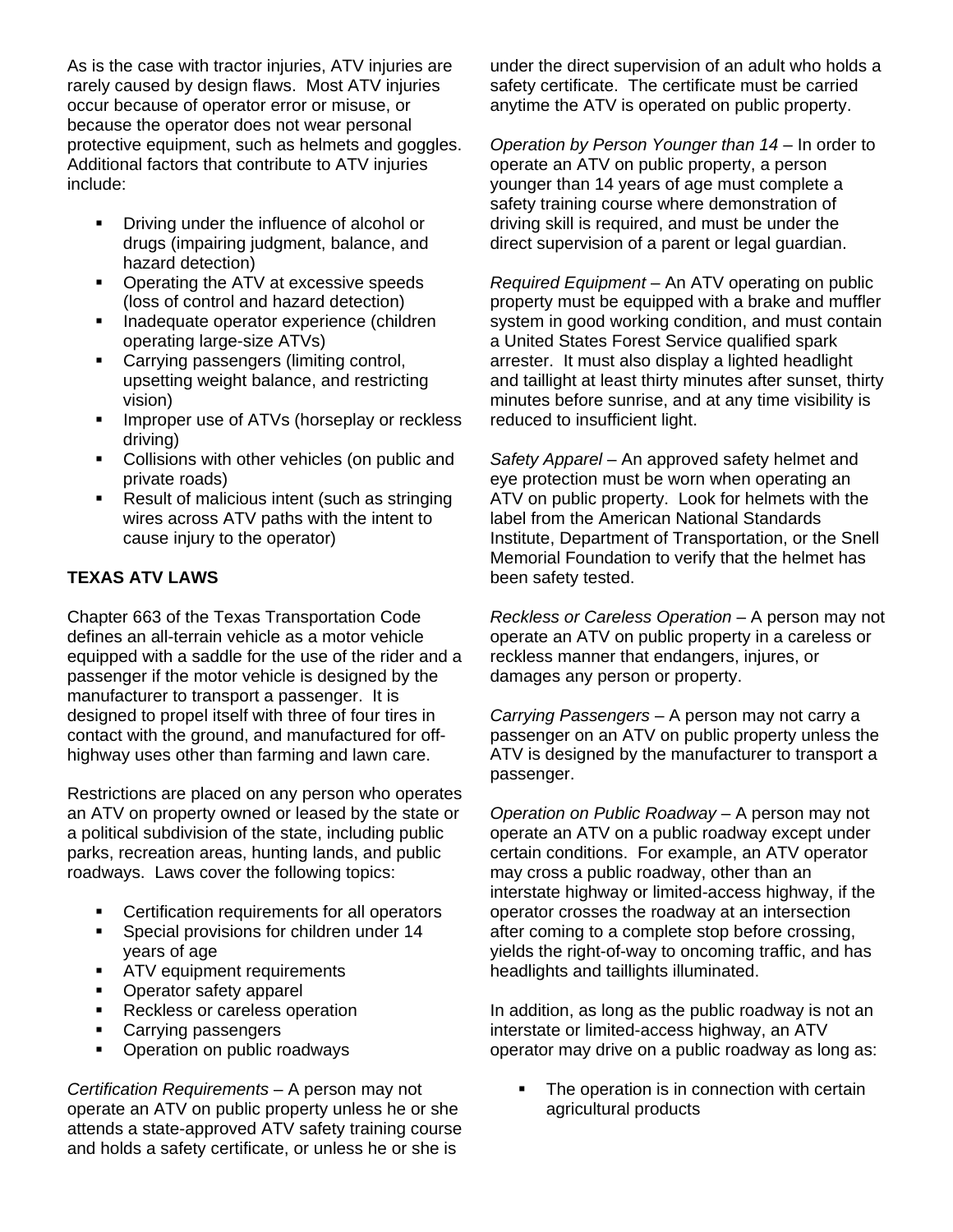As is the case with tractor injuries, ATV injuries are rarely caused by design flaws. Most ATV injuries occur because of operator error or misuse, or because the operator does not wear personal protective equipment, such as helmets and goggles. Additional factors that contribute to ATV injuries include:

- Driving under the influence of alcohol or drugs (impairing judgment, balance, and hazard detection)
- Operating the ATV at excessive speeds (loss of control and hazard detection)
- Inadequate operator experience (children operating large-size ATVs)
- Carrying passengers (limiting control, upsetting weight balance, and restricting vision)
- Improper use of ATVs (horseplay or reckless driving)
- Collisions with other vehicles (on public and private roads)
- Result of malicious intent (such as stringing wires across ATV paths with the intent to cause injury to the operator)

**TEXAS ATV LAWS**

Chapter 663 of the Texas Transportation Code defines an all-terrain vehicle as a motor vehicle equipped with a saddle for the use of the rider and a passenger if the motor vehicle is designed by the manufacturer to transport a passenger. It is designed to propel itself with three of four tires in contact with the ground, and manufactured for off-highway uses other than farming and lawn care.

Restrictions are placed on any person who operates an ATV on property owned or leased by the state or a political subdivision of the state, including public parks, recreation areas, hunting lands, and public roadways. Laws cover the following topics:

- Certification requirements for all operators
- Special provisions for children under 14 years of age
- ATV equipment requirements
- Operator safety apparel
- Reckless or careless operation
- Carrying passengers
- Operation on public roadways

*Certification Requirements* – A person may not operate an ATV on public property unless he or she attends a state-approved ATV safety training course and holds a safety certificate, or unless he or she is under the direct supervision of an adult who holds a safety certificate. The certificate must be carried anytime the ATV is operated on public property.

*Operation by Person Younger than 14* – In order to operate an ATV on public property, a person younger than 14 years of age must complete a safety training course where demonstration of driving skill is required, and must be under the direct supervision of a parent or legal guardian.

*Required Equipment* – An ATV operating on public property must be equipped with a brake and muffler system in good working condition, and must contain a United States Forest Service qualified spark arrester. It must also display a lighted headlight and taillight at least thirty minutes after sunset, thirty minutes before sunrise, and at any time visibility is reduced to insufficient light.

*Safety Apparel* – An approved safety helmet and eye protection must be worn when operating an ATV on public property. Look for helmets with the label from the American National Standards Institute, Department of Transportation, or the Snell Memorial Foundation to verify that the helmet has been safety tested.

*Reckless or Careless Operation* – A person may not operate an ATV on public property in a careless or reckless manner that endangers, injures, or damages any person or property.

*Carrying Passengers* – A person may not carry a passenger on an ATV on public property unless the ATV is designed by the manufacturer to transport a passenger.

*Operation on Public Roadway* – A person may not operate an ATV on a public roadway except under certain conditions. For example, an ATV operator may cross a public roadway, other than an interstate highway or limited-access highway, if the operator crosses the roadway at an intersection after coming to a complete stop before crossing, yields the right-of-way to oncoming traffic, and has headlights and taillights illuminated.

In addition, as long as the public roadway is not an interstate or limited-access highway, an ATV operator may drive on a public roadway as long as:

- The operation is in connection with certain agricultural products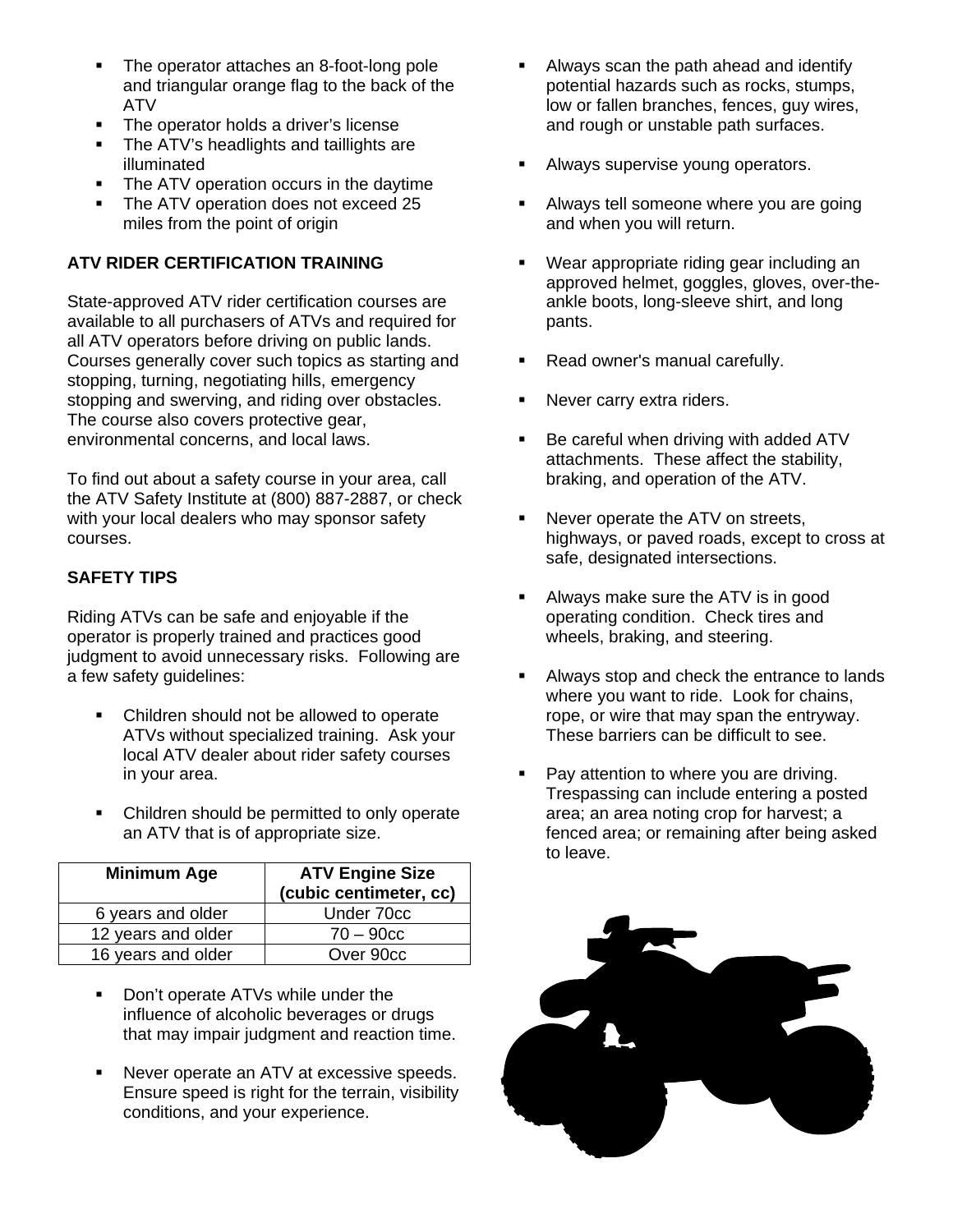- The operator attaches an 8-foot-long pole and triangular orange flag to the back of the ATV
- The operator holds a driver's license
- The ATV's headlights and taillights are illuminated
- The ATV operation occurs in the daytime
- The ATV operation does not exceed 25 miles from the point of origin

**ATV RIDER CERTIFICATION TRAINING**

State-approved ATV rider certification courses are available to all purchasers of ATVs and required for all ATV operators before driving on public lands. Courses generally cover such topics as starting and stopping, turning, negotiating hills, emergency stopping and swerving, and riding over obstacles. The course also covers protective gear, environmental concerns, and local laws.

To find out about a safety course in your area, call the ATV Safety Institute at (800) 887-2887, or check with your local dealers who may sponsor safety courses.

**SAFETY TIPS**

Riding ATVs can be safe and enjoyable if the operator is properly trained and practices good judgment to avoid unnecessary risks. Following are a few safety guidelines:

- Children should not be allowed to operate ATVs without specialized training. Ask your local ATV dealer about rider safety courses in your area.

- Children should be permitted to only operate an ATV that is of appropriate size.

| Minimum Age | ATV Engine Size (cubic centimeter, cc) |
|---|---|
| 6 years and older | Under 70cc |
| 12 years and older | 70 – 90cc |
| 16 years and older | Over 90cc |

- Don't operate ATVs while under the influence of alcoholic beverages or drugs that may impair judgment and reaction time.

- Never operate an ATV at excessive speeds. Ensure speed is right for the terrain, visibility conditions, and your experience.

- Always scan the path ahead and identify potential hazards such as rocks, stumps, low or fallen branches, fences, guy wires, and rough or unstable path surfaces.

- Always supervise young operators.

- Always tell someone where you are going and when you will return.

- Wear appropriate riding gear including an approved helmet, goggles, gloves, over-the-ankle boots, long-sleeve shirt, and long pants.

- Read owner's manual carefully.

- Never carry extra riders.

- Be careful when driving with added ATV attachments. These affect the stability, braking, and operation of the ATV.

- Never operate the ATV on streets, highways, or paved roads, except to cross at safe, designated intersections.

- Always make sure the ATV is in good operating condition. Check tires and wheels, braking, and steering.

- Always stop and check the entrance to lands where you want to ride. Look for chains, rope, or wire that may span the entryway. These barriers can be difficult to see.

- Pay attention to where you are driving. Trespassing can include entering a posted area; an area noting crop for harvest; a fenced area; or remaining after being asked to leave.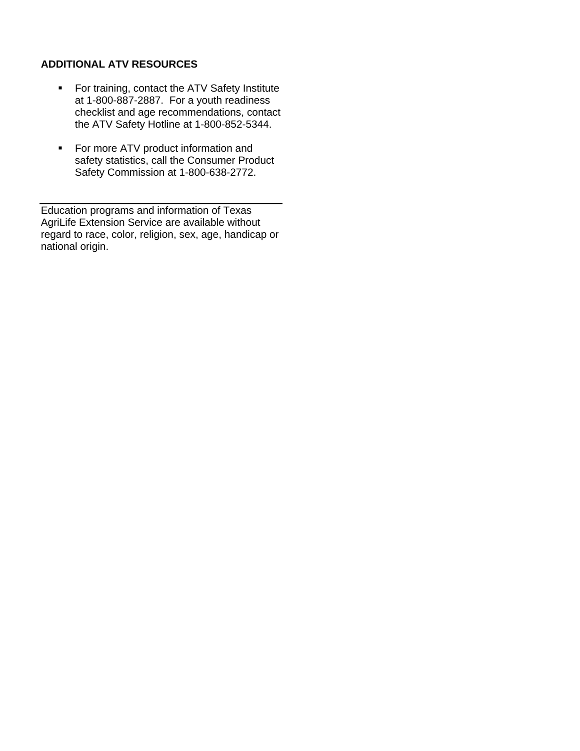**ADDITIONAL ATV RESOURCES**

- For training, contact the ATV Safety Institute at 1-800-887-2887. For a youth readiness checklist and age recommendations, contact the ATV Safety Hotline at 1-800-852-5344.

- For more ATV product information and safety statistics, call the Consumer Product Safety Commission at 1-800-638-2772.

---

Education programs and information of Texas AgriLife Extension Service are available without regard to race, color, religion, sex, age, handicap or national origin.